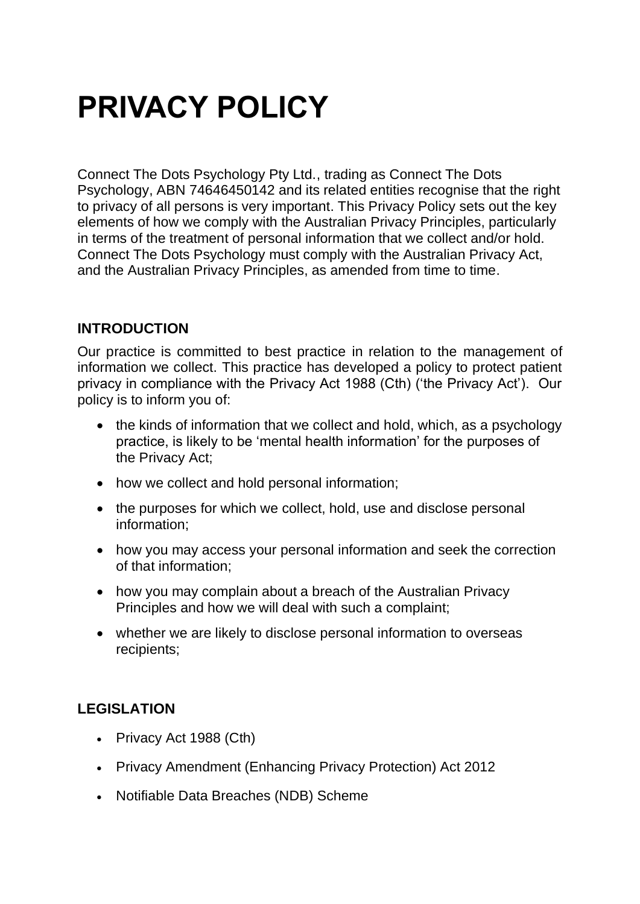# PRIVACY POLICY

Connect The Dots Psychology Pty Ltd., trading as Connect The Dots Psychology, ABN 74646450142 and its related entities recognise that the right to privacy of all persons is very important. This Privacy Policy sets out the key elements of how we comply with the Australian Privacy Principles, particularly in terms of the treatment of personal information that we collect and/or hold. Connect The Dots Psychology must comply with the Australian Privacy Act, and the Australian Privacy Principles, as amended from time to time.

## INTRODUCTION

Our practice is committed to best practice in relation to the management of information we collect. This practice has developed a policy to protect patient privacy in compliance with the Privacy Act 1988 (Cth) ('the Privacy Act'). Our policy is to inform you of:

- the kinds of information that we collect and hold, which, as a psychology practice, is likely to be 'mental health information' for the purposes of the Privacy Act;
- how we collect and hold personal information;
- the purposes for which we collect, hold, use and disclose personal information;
- how you may access your personal information and seek the correction of that information;
- how you may complain about a breach of the Australian Privacy Principles and how we will deal with such a complaint;
- whether we are likely to disclose personal information to overseas recipients;

## LEGISLATION

- Privacy Act 1988 (Cth)
- Privacy Amendment (Enhancing Privacy Protection) Act 2012
- Notifiable Data Breaches (NDB) Scheme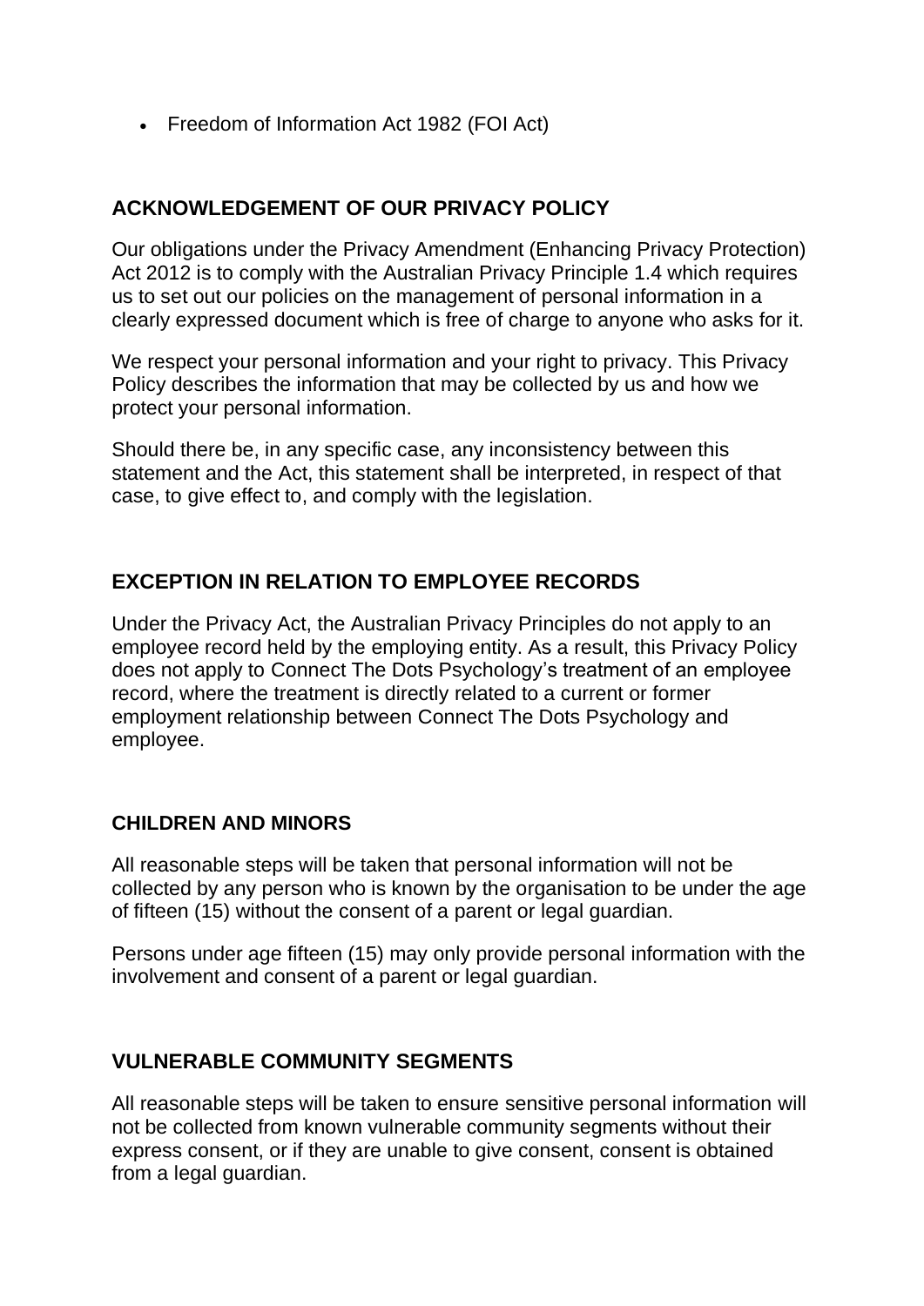- Freedom of Information Act 1982 (FOI Act)

## ACKNOWLEDGEMENT OF OUR PRIVACY POLICY

Our obligations under the Privacy Amendment (Enhancing Privacy Protection) Act 2012 is to comply with the Australian Privacy Principle 1.4 which requires us to set out our policies on the management of personal information in a clearly expressed document which is free of charge to anyone who asks for it.

We respect your personal information and your right to privacy. This Privacy Policy describes the information that may be collected by us and how we protect your personal information.

Should there be, in any specific case, any inconsistency between this statement and the Act, this statement shall be interpreted, in respect of that case, to give effect to, and comply with the legislation.

## EXCEPTION IN RELATION TO EMPLOYEE RECORDS

Under the Privacy Act, the Australian Privacy Principles do not apply to an employee record held by the employing entity. As a result, this Privacy Policy does not apply to Connect The Dots Psychology's treatment of an employee record, where the treatment is directly related to a current or former employment relationship between Connect The Dots Psychology and employee.

### CHILDREN AND MINORS

All reasonable steps will be taken that personal information will not be collected by any person who is known by the organisation to be under the age of fifteen (15) without the consent of a parent or legal guardian.

Persons under age fifteen (15) may only provide personal information with the involvement and consent of a parent or legal guardian.

## VULNERABLE COMMUNITY SEGMENTS

All reasonable steps will be taken to ensure sensitive personal information will not be collected from known vulnerable community segments without their express consent, or if they are unable to give consent, consent is obtained from a legal guardian.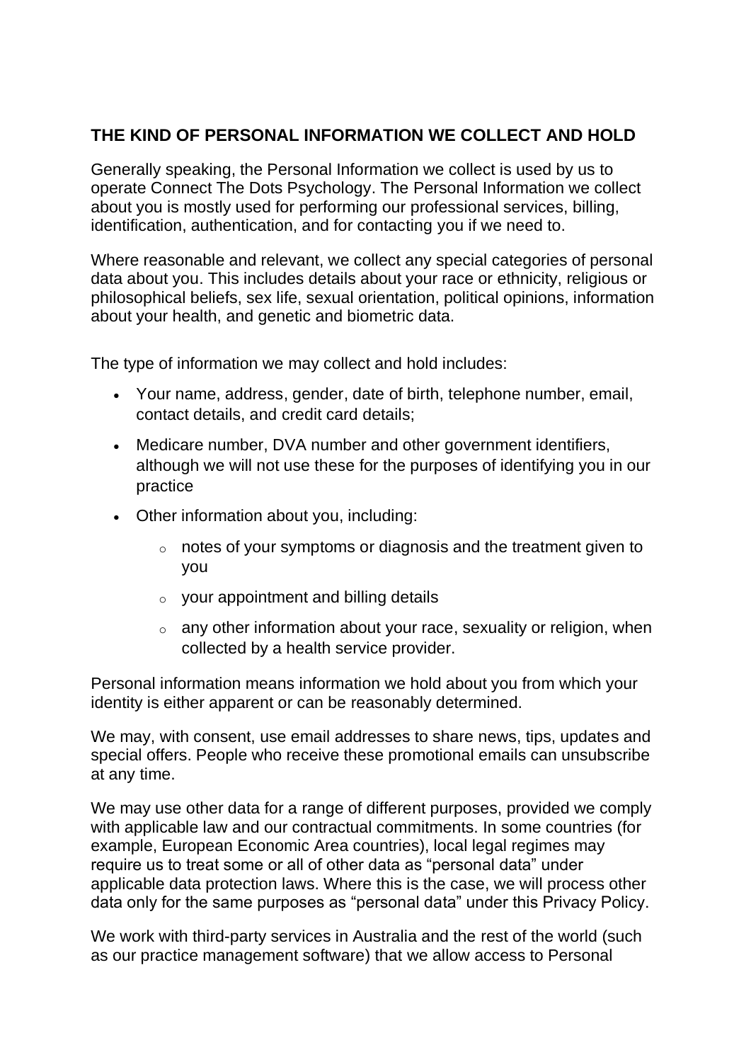## THE KIND OF PERSONAL INFORMATION WE COLLECT AND HOLD

Generally speaking, the Personal Information we collect is used by us to operate Connect The Dots Psychology. The Personal Information we collect about you is mostly used for performing our professional services, billing, identification, authentication, and for contacting you if we need to.

Where reasonable and relevant, we collect any special categories of personal data about you. This includes details about your race or ethnicity, religious or philosophical beliefs, sex life, sexual orientation, political opinions, information about your health, and genetic and biometric data.

The type of information we may collect and hold includes:

- Your name, address, gender, date of birth, telephone number, email, contact details, and credit card details;
- Medicare number, DVA number and other government identifiers, although we will not use these for the purposes of identifying you in our practice
- Other information about you, including:
    - notes of your symptoms or diagnosis and the treatment given to you
    - your appointment and billing details
    - any other information about your race, sexuality or religion, when collected by a health service provider.

Personal information means information we hold about you from which your identity is either apparent or can be reasonably determined.

We may, with consent, use email addresses to share news, tips, updates and special offers. People who receive these promotional emails can unsubscribe at any time.

We may use other data for a range of different purposes, provided we comply with applicable law and our contractual commitments. In some countries (for example, European Economic Area countries), local legal regimes may require us to treat some or all of other data as "personal data" under applicable data protection laws. Where this is the case, we will process other data only for the same purposes as "personal data" under this Privacy Policy.

We work with third-party services in Australia and the rest of the world (such as our practice management software) that we allow access to Personal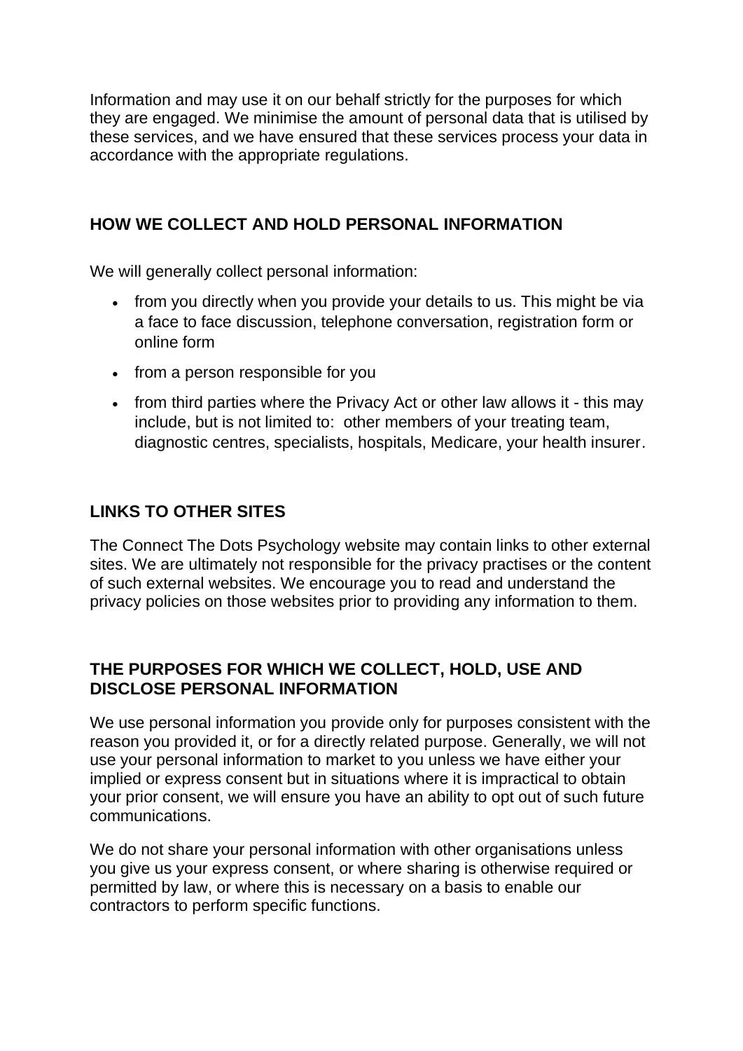Information and may use it on our behalf strictly for the purposes for which they are engaged. We minimise the amount of personal data that is utilised by these services, and we have ensured that these services process your data in accordance with the appropriate regulations.

## HOW WE COLLECT AND HOLD PERSONAL INFORMATION

We will generally collect personal information:

- from you directly when you provide your details to us. This might be via a face to face discussion, telephone conversation, registration form or online form
- from a person responsible for you
- from third parties where the Privacy Act or other law allows it - this may include, but is not limited to: other members of your treating team, diagnostic centres, specialists, hospitals, Medicare, your health insurer.

## LINKS TO OTHER SITES

The Connect The Dots Psychology website may contain links to other external sites. We are ultimately not responsible for the privacy practises or the content of such external websites. We encourage you to read and understand the privacy policies on those websites prior to providing any information to them.

## THE PURPOSES FOR WHICH WE COLLECT, HOLD, USE AND DISCLOSE PERSONAL INFORMATION

We use personal information you provide only for purposes consistent with the reason you provided it, or for a directly related purpose. Generally, we will not use your personal information to market to you unless we have either your implied or express consent but in situations where it is impractical to obtain your prior consent, we will ensure you have an ability to opt out of such future communications.

We do not share your personal information with other organisations unless you give us your express consent, or where sharing is otherwise required or permitted by law, or where this is necessary on a basis to enable our contractors to perform specific functions.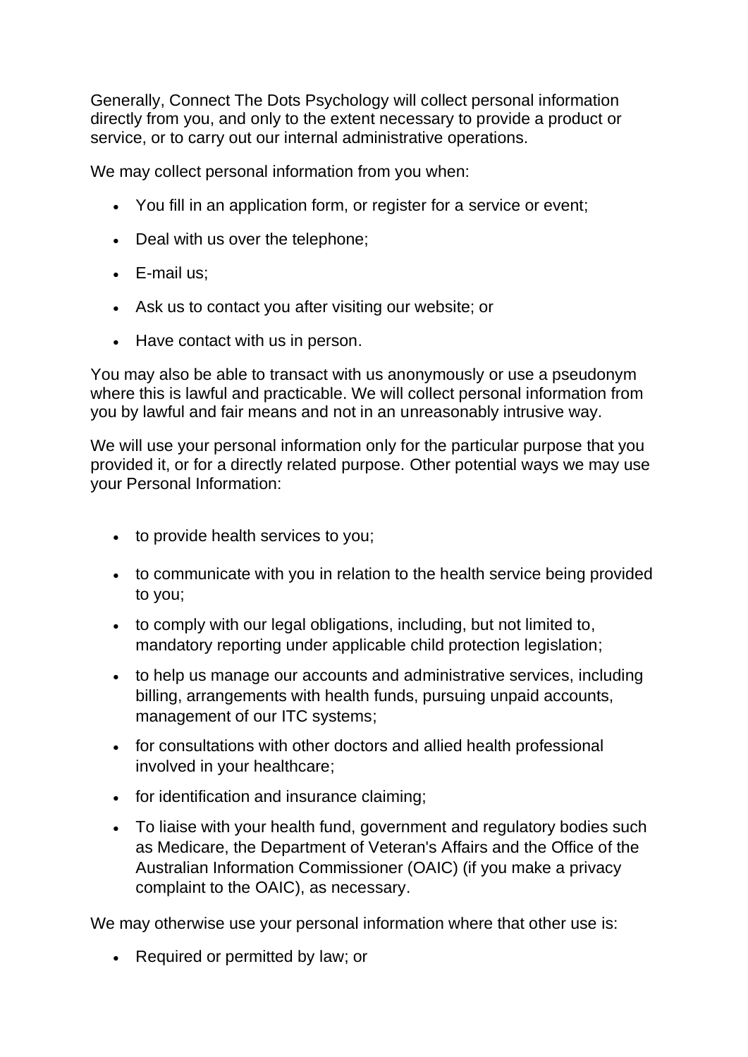Generally, Connect The Dots Psychology will collect personal information directly from you, and only to the extent necessary to provide a product or service, or to carry out our internal administrative operations.

We may collect personal information from you when:

- You fill in an application form, or register for a service or event;
- Deal with us over the telephone;
- E-mail us;
- Ask us to contact you after visiting our website; or
- Have contact with us in person.

You may also be able to transact with us anonymously or use a pseudonym where this is lawful and practicable. We will collect personal information from you by lawful and fair means and not in an unreasonably intrusive way.

We will use your personal information only for the particular purpose that you provided it, or for a directly related purpose. Other potential ways we may use your Personal Information:

- to provide health services to you;
- to communicate with you in relation to the health service being provided to you;
- to comply with our legal obligations, including, but not limited to, mandatory reporting under applicable child protection legislation;
- to help us manage our accounts and administrative services, including billing, arrangements with health funds, pursuing unpaid accounts, management of our ITC systems;
- for consultations with other doctors and allied health professional involved in your healthcare;
- for identification and insurance claiming;
- To liaise with your health fund, government and regulatory bodies such as Medicare, the Department of Veteran's Affairs and the Office of the Australian Information Commissioner (OAIC) (if you make a privacy complaint to the OAIC), as necessary.

We may otherwise use your personal information where that other use is:

- Required or permitted by law; or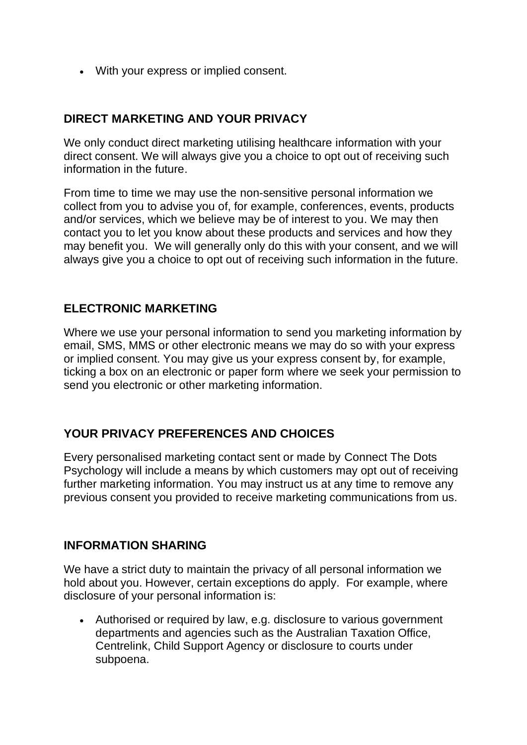- With your express or implied consent.

## DIRECT MARKETING AND YOUR PRIVACY

We only conduct direct marketing utilising healthcare information with your direct consent. We will always give you a choice to opt out of receiving such information in the future.

From time to time we may use the non-sensitive personal information we collect from you to advise you of, for example, conferences, events, products and/or services, which we believe may be of interest to you. We may then contact you to let you know about these products and services and how they may benefit you. We will generally only do this with your consent, and we will always give you a choice to opt out of receiving such information in the future.

## ELECTRONIC MARKETING

Where we use your personal information to send you marketing information by email, SMS, MMS or other electronic means we may do so with your express or implied consent. You may give us your express consent by, for example, ticking a box on an electronic or paper form where we seek your permission to send you electronic or other marketing information.

## YOUR PRIVACY PREFERENCES AND CHOICES

Every personalised marketing contact sent or made by Connect The Dots Psychology will include a means by which customers may opt out of receiving further marketing information. You may instruct us at any time to remove any previous consent you provided to receive marketing communications from us.

## INFORMATION SHARING

We have a strict duty to maintain the privacy of all personal information we hold about you. However, certain exceptions do apply. For example, where disclosure of your personal information is:

- Authorised or required by law, e.g. disclosure to various government departments and agencies such as the Australian Taxation Office, Centrelink, Child Support Agency or disclosure to courts under subpoena.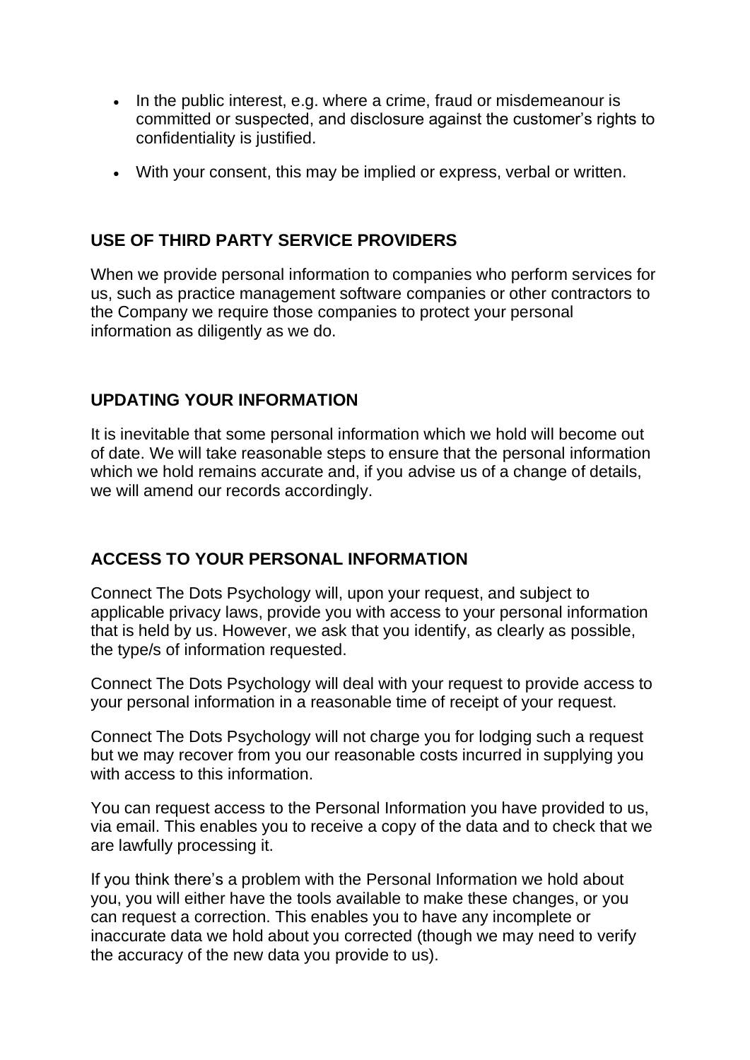- In the public interest, e.g. where a crime, fraud or misdemeanour is committed or suspected, and disclosure against the customer's rights to confidentiality is justified.
- With your consent, this may be implied or express, verbal or written.

## USE OF THIRD PARTY SERVICE PROVIDERS

When we provide personal information to companies who perform services for us, such as practice management software companies or other contractors to the Company we require those companies to protect your personal information as diligently as we do.

## UPDATING YOUR INFORMATION

It is inevitable that some personal information which we hold will become out of date. We will take reasonable steps to ensure that the personal information which we hold remains accurate and, if you advise us of a change of details, we will amend our records accordingly.

## ACCESS TO YOUR PERSONAL INFORMATION

Connect The Dots Psychology will, upon your request, and subject to applicable privacy laws, provide you with access to your personal information that is held by us. However, we ask that you identify, as clearly as possible, the type/s of information requested.

Connect The Dots Psychology will deal with your request to provide access to your personal information in a reasonable time of receipt of your request.

Connect The Dots Psychology will not charge you for lodging such a request but we may recover from you our reasonable costs incurred in supplying you with access to this information.

You can request access to the Personal Information you have provided to us, via email. This enables you to receive a copy of the data and to check that we are lawfully processing it.

If you think there's a problem with the Personal Information we hold about you, you will either have the tools available to make these changes, or you can request a correction. This enables you to have any incomplete or inaccurate data we hold about you corrected (though we may need to verify the accuracy of the new data you provide to us).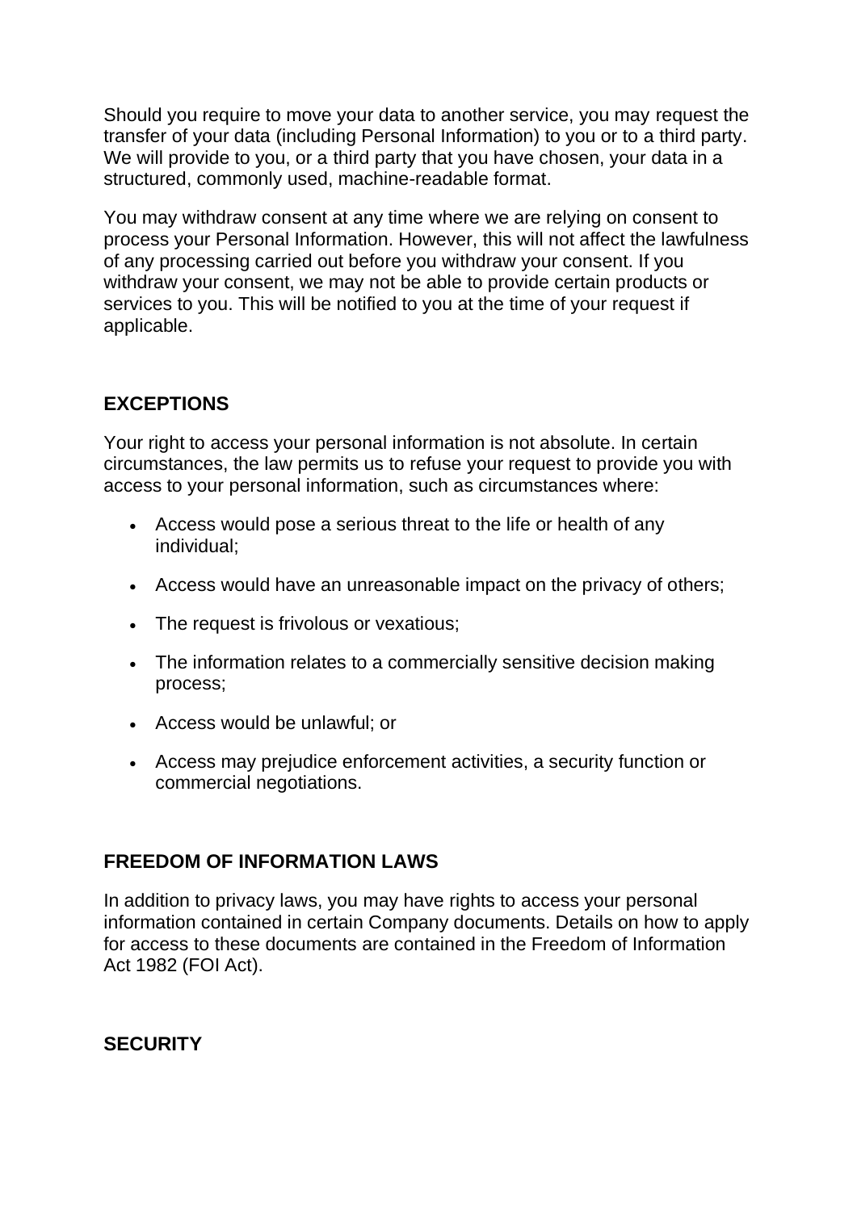Should you require to move your data to another service, you may request the transfer of your data (including Personal Information) to you or to a third party. We will provide to you, or a third party that you have chosen, your data in a structured, commonly used, machine-readable format.

You may withdraw consent at any time where we are relying on consent to process your Personal Information. However, this will not affect the lawfulness of any processing carried out before you withdraw your consent. If you withdraw your consent, we may not be able to provide certain products or services to you. This will be notified to you at the time of your request if applicable.

## EXCEPTIONS

Your right to access your personal information is not absolute. In certain circumstances, the law permits us to refuse your request to provide you with access to your personal information, such as circumstances where:

- Access would pose a serious threat to the life or health of any individual;
- Access would have an unreasonable impact on the privacy of others;
- The request is frivolous or vexatious;
- The information relates to a commercially sensitive decision making process;
- Access would be unlawful; or
- Access may prejudice enforcement activities, a security function or commercial negotiations.

## FREEDOM OF INFORMATION LAWS

In addition to privacy laws, you may have rights to access your personal information contained in certain Company documents. Details on how to apply for access to these documents are contained in the Freedom of Information Act 1982 (FOI Act).

## SECURITY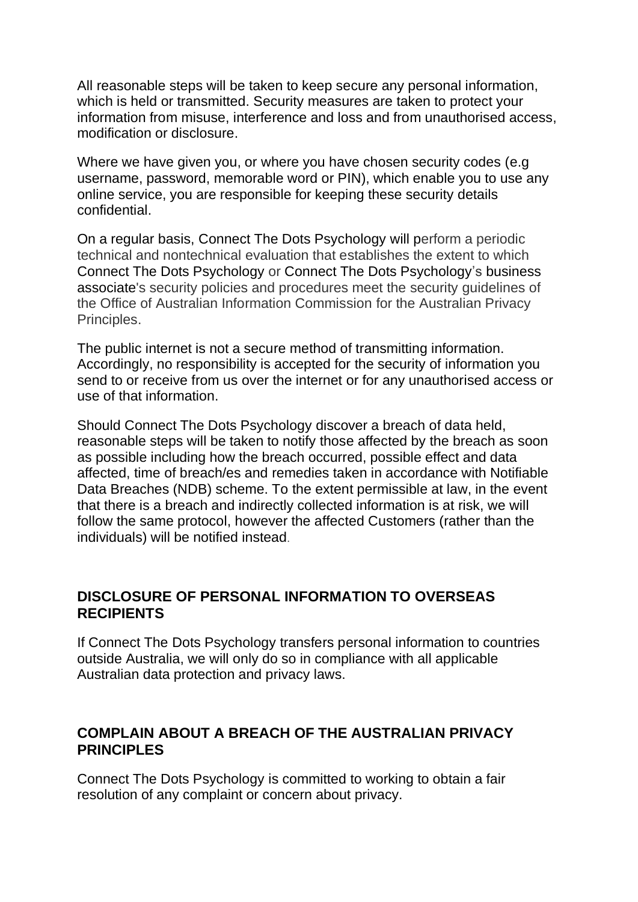All reasonable steps will be taken to keep secure any personal information, which is held or transmitted. Security measures are taken to protect your information from misuse, interference and loss and from unauthorised access, modification or disclosure.

Where we have given you, or where you have chosen security codes (e.g username, password, memorable word or PIN), which enable you to use any online service, you are responsible for keeping these security details confidential.

On a regular basis, Connect The Dots Psychology will perform a periodic technical and nontechnical evaluation that establishes the extent to which Connect The Dots Psychology or Connect The Dots Psychology's business associate's security policies and procedures meet the security guidelines of the Office of Australian Information Commission for the Australian Privacy Principles.

The public internet is not a secure method of transmitting information. Accordingly, no responsibility is accepted for the security of information you send to or receive from us over the internet or for any unauthorised access or use of that information.

Should Connect The Dots Psychology discover a breach of data held, reasonable steps will be taken to notify those affected by the breach as soon as possible including how the breach occurred, possible effect and data affected, time of breach/es and remedies taken in accordance with Notifiable Data Breaches (NDB) scheme. To the extent permissible at law, in the event that there is a breach and indirectly collected information is at risk, we will follow the same protocol, however the affected Customers (rather than the individuals) will be notified instead.

## DISCLOSURE OF PERSONAL INFORMATION TO OVERSEAS RECIPIENTS

If Connect The Dots Psychology transfers personal information to countries outside Australia, we will only do so in compliance with all applicable Australian data protection and privacy laws.

## COMPLAIN ABOUT A BREACH OF THE AUSTRALIAN PRIVACY PRINCIPLES

Connect The Dots Psychology is committed to working to obtain a fair resolution of any complaint or concern about privacy.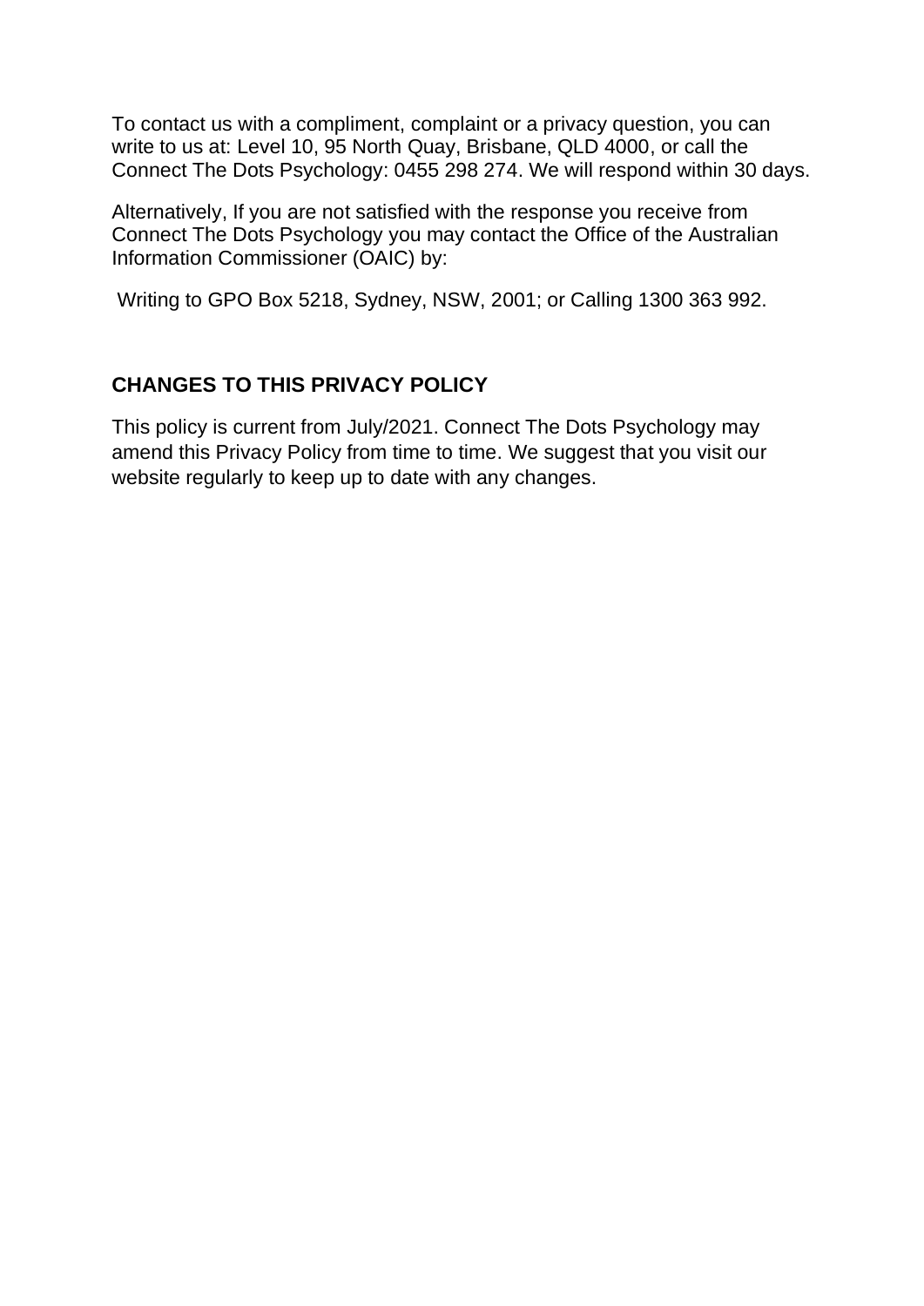To contact us with a compliment, complaint or a privacy question, you can write to us at: Level 10, 95 North Quay, Brisbane, QLD 4000, or call the Connect The Dots Psychology: 0455 298 274. We will respond within 30 days.

Alternatively, If you are not satisfied with the response you receive from Connect The Dots Psychology you may contact the Office of the Australian Information Commissioner (OAIC) by:

Writing to GPO Box 5218, Sydney, NSW, 2001; or Calling 1300 363 992.

## CHANGES TO THIS PRIVACY POLICY

This policy is current from July/2021. Connect The Dots Psychology may amend this Privacy Policy from time to time. We suggest that you visit our website regularly to keep up to date with any changes.